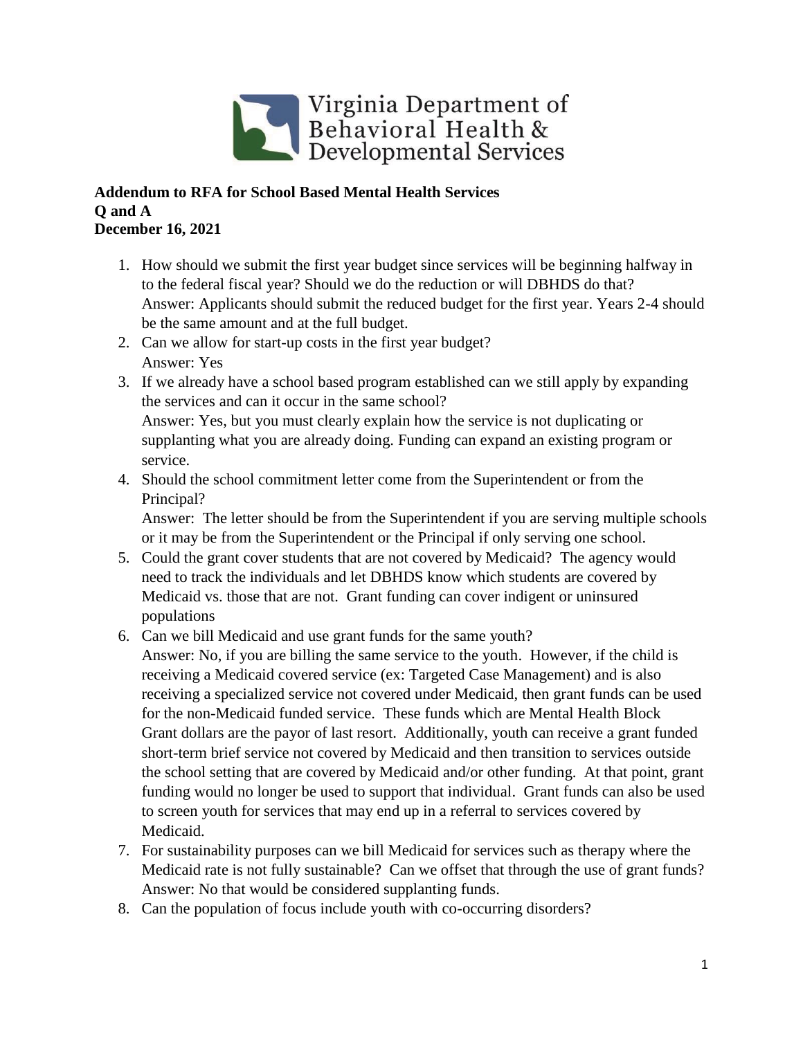Virginia Department of Behavioral Health & Developmental Services

**Addendum to RFA for School Based Mental Health Services**
**Q and A**
**December 16, 2021**

1. How should we submit the first year budget since services will be beginning halfway in to the federal fiscal year? Should we do the reduction or will DBHDS do that?
   Answer: Applicants should submit the reduced budget for the first year. Years 2-4 should be the same amount and at the full budget.
2. Can we allow for start-up costs in the first year budget?
   Answer: Yes
3. If we already have a school based program established can we still apply by expanding the services and can it occur in the same school?
   Answer: Yes, but you must clearly explain how the service is not duplicating or supplanting what you are already doing. Funding can expand an existing program or service.
4. Should the school commitment letter come from the Superintendent or from the Principal?
   Answer: The letter should be from the Superintendent if you are serving multiple schools or it may be from the Superintendent or the Principal if only serving one school.
5. Could the grant cover students that are not covered by Medicaid? The agency would need to track the individuals and let DBHDS know which students are covered by Medicaid vs. those that are not. Grant funding can cover indigent or uninsured populations
6. Can we bill Medicaid and use grant funds for the same youth?
   Answer: No, if you are billing the same service to the youth. However, if the child is receiving a Medicaid covered service (ex: Targeted Case Management) and is also receiving a specialized service not covered under Medicaid, then grant funds can be used for the non-Medicaid funded service. These funds which are Mental Health Block Grant dollars are the payor of last resort. Additionally, youth can receive a grant funded short-term brief service not covered by Medicaid and then transition to services outside the school setting that are covered by Medicaid and/or other funding. At that point, grant funding would no longer be used to support that individual. Grant funds can also be used to screen youth for services that may end up in a referral to services covered by Medicaid.
7. For sustainability purposes can we bill Medicaid for services such as therapy where the Medicaid rate is not fully sustainable? Can we offset that through the use of grant funds?
   Answer: No that would be considered supplanting funds.
8. Can the population of focus include youth with co-occurring disorders?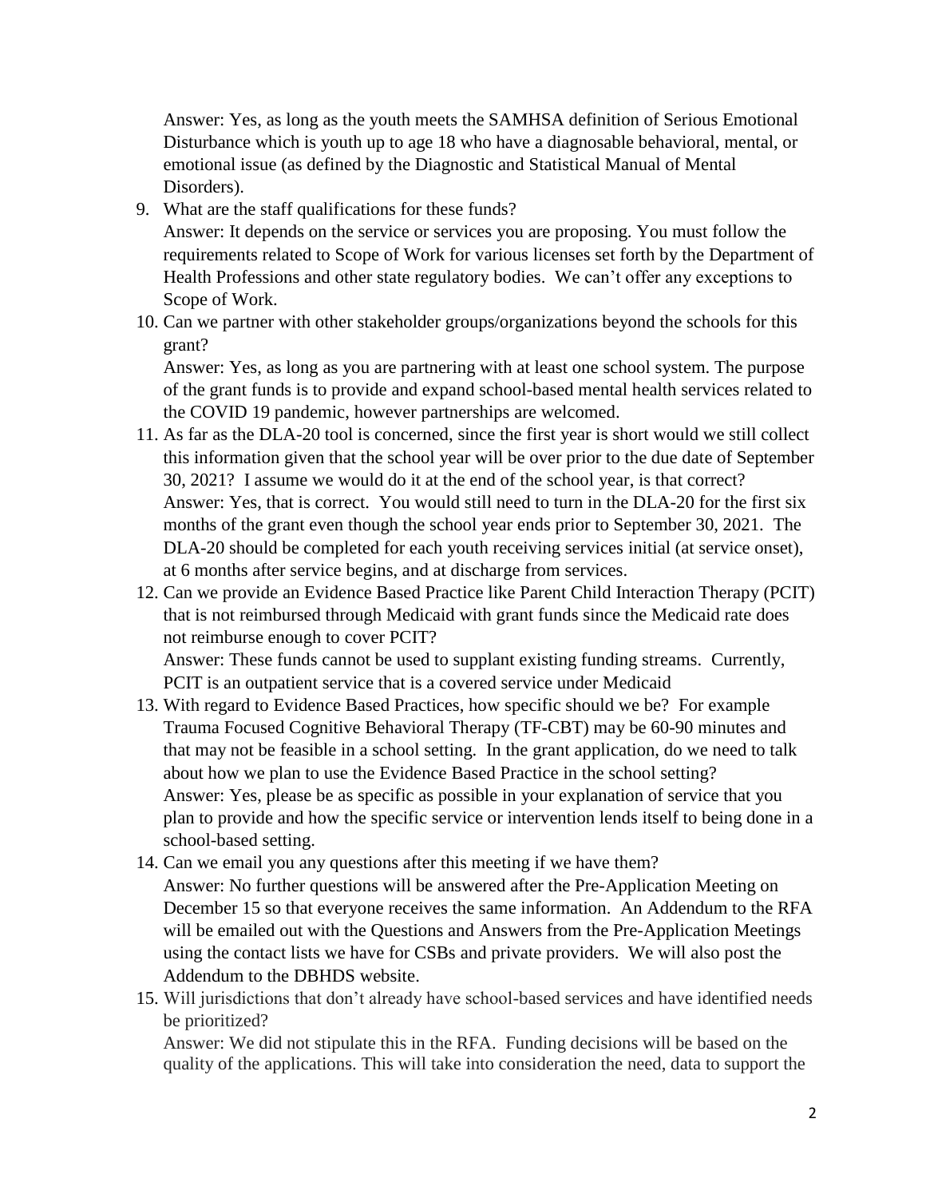Answer: Yes, as long as the youth meets the SAMHSA definition of Serious Emotional Disturbance which is youth up to age 18 who have a diagnosable behavioral, mental, or emotional issue (as defined by the Diagnostic and Statistical Manual of Mental Disorders).

9. What are the staff qualifications for these funds?
   Answer: It depends on the service or services you are proposing. You must follow the requirements related to Scope of Work for various licenses set forth by the Department of Health Professions and other state regulatory bodies. We can't offer any exceptions to Scope of Work.
10. Can we partner with other stakeholder groups/organizations beyond the schools for this grant?
    Answer: Yes, as long as you are partnering with at least one school system. The purpose of the grant funds is to provide and expand school-based mental health services related to the COVID 19 pandemic, however partnerships are welcomed.
11. As far as the DLA-20 tool is concerned, since the first year is short would we still collect this information given that the school year will be over prior to the due date of September 30, 2021? I assume we would do it at the end of the school year, is that correct?
    Answer: Yes, that is correct. You would still need to turn in the DLA-20 for the first six months of the grant even though the school year ends prior to September 30, 2021. The DLA-20 should be completed for each youth receiving services initial (at service onset), at 6 months after service begins, and at discharge from services.
12. Can we provide an Evidence Based Practice like Parent Child Interaction Therapy (PCIT) that is not reimbursed through Medicaid with grant funds since the Medicaid rate does not reimburse enough to cover PCIT?
    Answer: These funds cannot be used to supplant existing funding streams. Currently, PCIT is an outpatient service that is a covered service under Medicaid
13. With regard to Evidence Based Practices, how specific should we be? For example Trauma Focused Cognitive Behavioral Therapy (TF-CBT) may be 60-90 minutes and that may not be feasible in a school setting. In the grant application, do we need to talk about how we plan to use the Evidence Based Practice in the school setting?
    Answer: Yes, please be as specific as possible in your explanation of service that you plan to provide and how the specific service or intervention lends itself to being done in a school-based setting.
14. Can we email you any questions after this meeting if we have them?
    Answer: No further questions will be answered after the Pre-Application Meeting on December 15 so that everyone receives the same information. An Addendum to the RFA will be emailed out with the Questions and Answers from the Pre-Application Meetings using the contact lists we have for CSBs and private providers. We will also post the Addendum to the DBHDS website.
15. Will jurisdictions that don't already have school-based services and have identified needs be prioritized?
    Answer: We did not stipulate this in the RFA. Funding decisions will be based on the quality of the applications. This will take into consideration the need, data to support the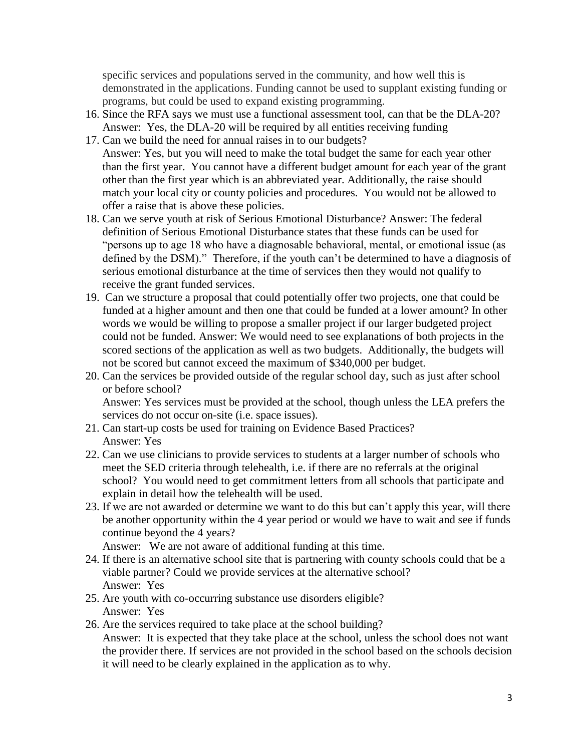specific services and populations served in the community, and how well this is demonstrated in the applications. Funding cannot be used to supplant existing funding or programs, but could be used to expand existing programming.

16. Since the RFA says we must use a functional assessment tool, can that be the DLA-20? Answer: Yes, the DLA-20 will be required by all entities receiving funding
17. Can we build the need for annual raises in to our budgets? Answer: Yes, but you will need to make the total budget the same for each year other than the first year. You cannot have a different budget amount for each year of the grant other than the first year which is an abbreviated year. Additionally, the raise should match your local city or county policies and procedures. You would not be allowed to offer a raise that is above these policies.
18. Can we serve youth at risk of Serious Emotional Disturbance? Answer: The federal definition of Serious Emotional Disturbance states that these funds can be used for "persons up to age 18 who have a diagnosable behavioral, mental, or emotional issue (as defined by the DSM)." Therefore, if the youth can't be determined to have a diagnosis of serious emotional disturbance at the time of services then they would not qualify to receive the grant funded services.
19. Can we structure a proposal that could potentially offer two projects, one that could be funded at a higher amount and then one that could be funded at a lower amount? In other words we would be willing to propose a smaller project if our larger budgeted project could not be funded. Answer: We would need to see explanations of both projects in the scored sections of the application as well as two budgets. Additionally, the budgets will not be scored but cannot exceed the maximum of $340,000 per budget.
20. Can the services be provided outside of the regular school day, such as just after school or before school? Answer: Yes services must be provided at the school, though unless the LEA prefers the services do not occur on-site (i.e. space issues).
21. Can start-up costs be used for training on Evidence Based Practices? Answer: Yes
22. Can we use clinicians to provide services to students at a larger number of schools who meet the SED criteria through telehealth, i.e. if there are no referrals at the original school? You would need to get commitment letters from all schools that participate and explain in detail how the telehealth will be used.
23. If we are not awarded or determine we want to do this but can't apply this year, will there be another opportunity within the 4 year period or would we have to wait and see if funds continue beyond the 4 years? Answer: We are not aware of additional funding at this time.
24. If there is an alternative school site that is partnering with county schools could that be a viable partner? Could we provide services at the alternative school? Answer: Yes
25. Are youth with co-occurring substance use disorders eligible? Answer: Yes
26. Are the services required to take place at the school building? Answer: It is expected that they take place at the school, unless the school does not want the provider there. If services are not provided in the school based on the schools decision it will need to be clearly explained in the application as to why.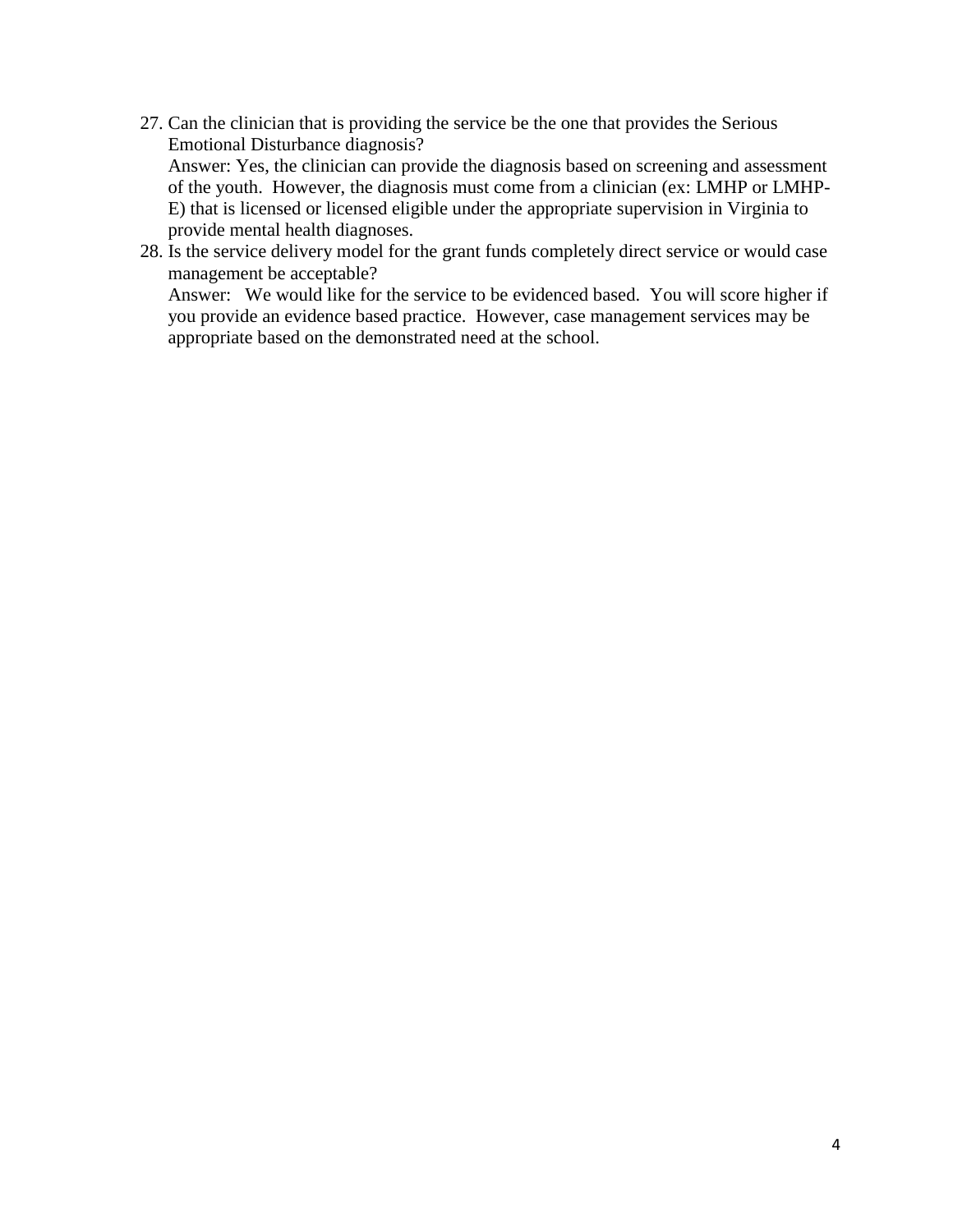27. Can the clinician that is providing the service be the one that provides the Serious Emotional Disturbance diagnosis?
    Answer: Yes, the clinician can provide the diagnosis based on screening and assessment of the youth. However, the diagnosis must come from a clinician (ex: LMHP or LMHP-E) that is licensed or licensed eligible under the appropriate supervision in Virginia to provide mental health diagnoses.
28. Is the service delivery model for the grant funds completely direct service or would case management be acceptable?
    Answer: We would like for the service to be evidenced based. You will score higher if you provide an evidence based practice. However, case management services may be appropriate based on the demonstrated need at the school.